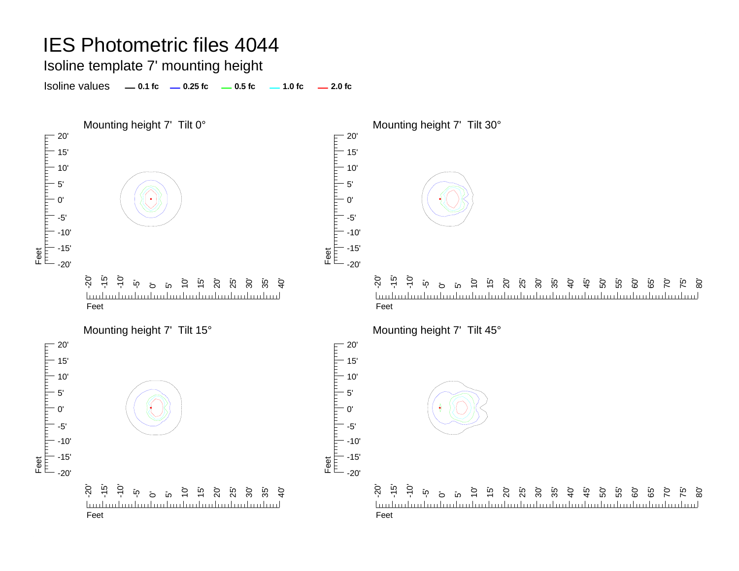# IES Photometric files 4044

## Isoline template 7' mounting height

Isoline values — 0.1 fc — 0.25 fc — 0.5 fc — 1.0 fc — 2.0 fc

Mounting height 7' Tilt 0°

Mounting height 7' Tilt 30°

Mounting height 7' Tilt 15°

Mounting height 7' Tilt 45°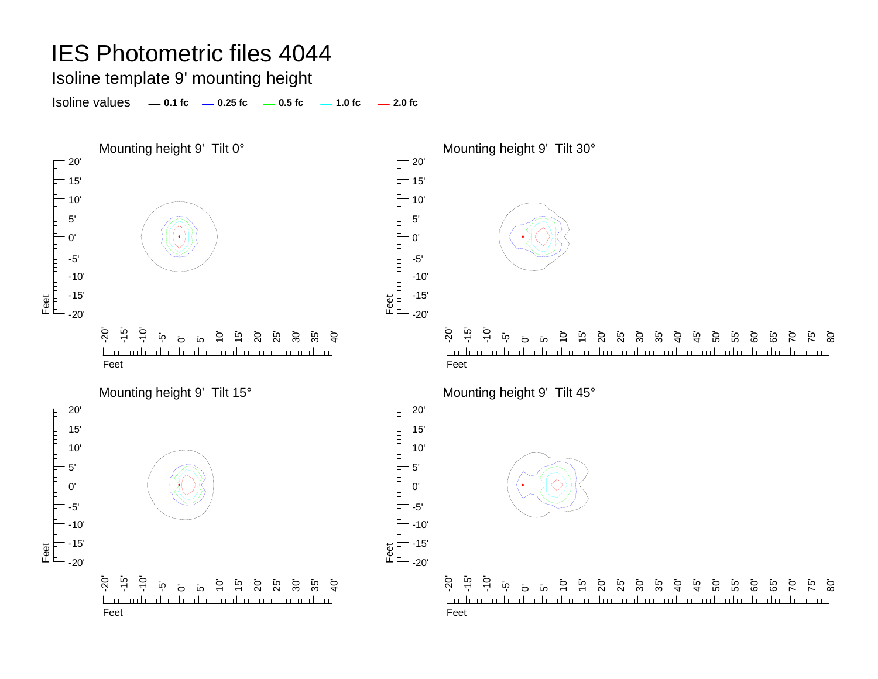# IES Photometric files 4044

## Isoline template 9' mounting height

Isoline values — **0.1 fc** — **0.25 fc** — **0.5 fc** — **1.0 fc** — **2.0 fc**

### Mounting height 9' Tilt 0°

### Mounting height 9' Tilt 30°

### Mounting height 9' Tilt 15°

### Mounting height 9' Tilt 45°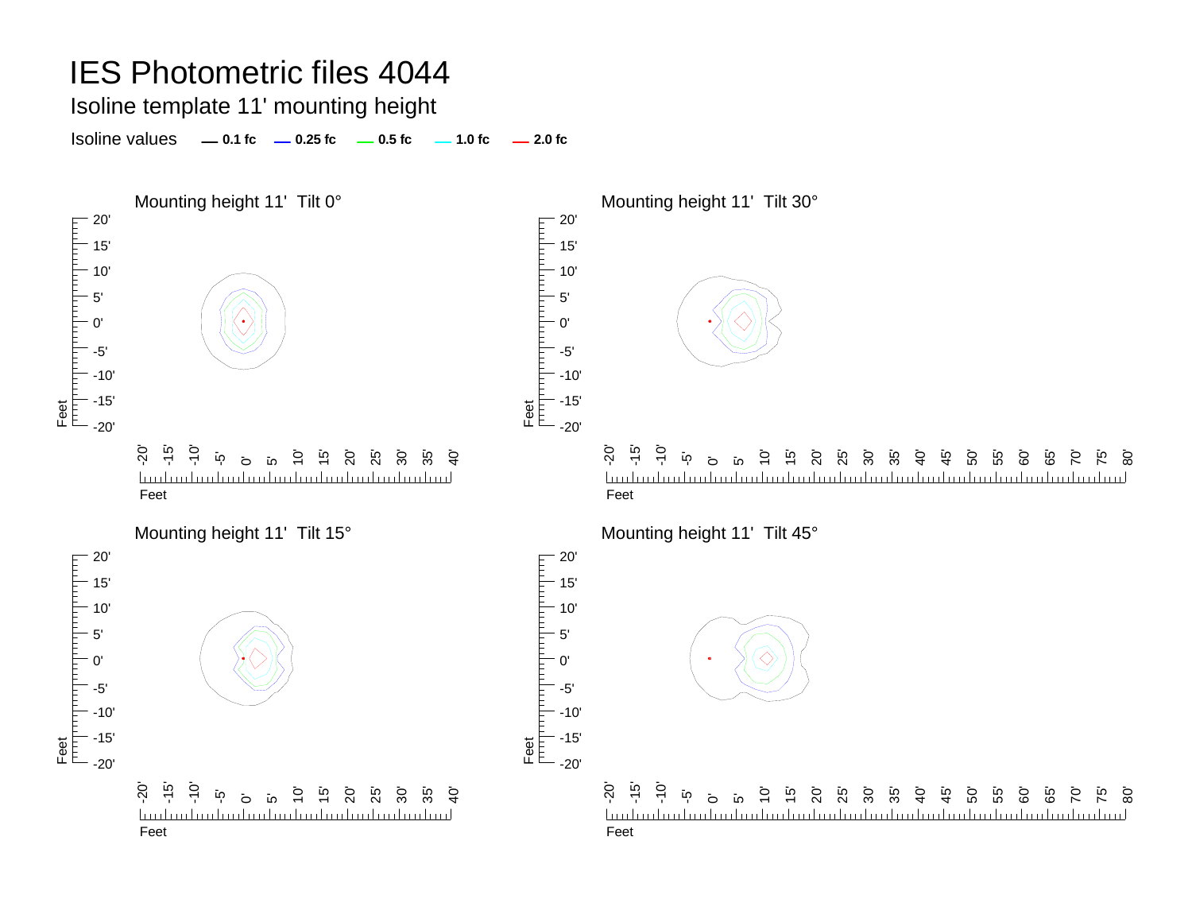# IES Photometric files 4044

## Isoline template 11' mounting height

Isoline values — 0.1 fc — 0.25 fc — 0.5 fc — 1.0 fc — 2.0 fc

Mounting height 11' Tilt 0°

Mounting height 11' Tilt 30°

Mounting height 11' Tilt 15°

Mounting height 11' Tilt 45°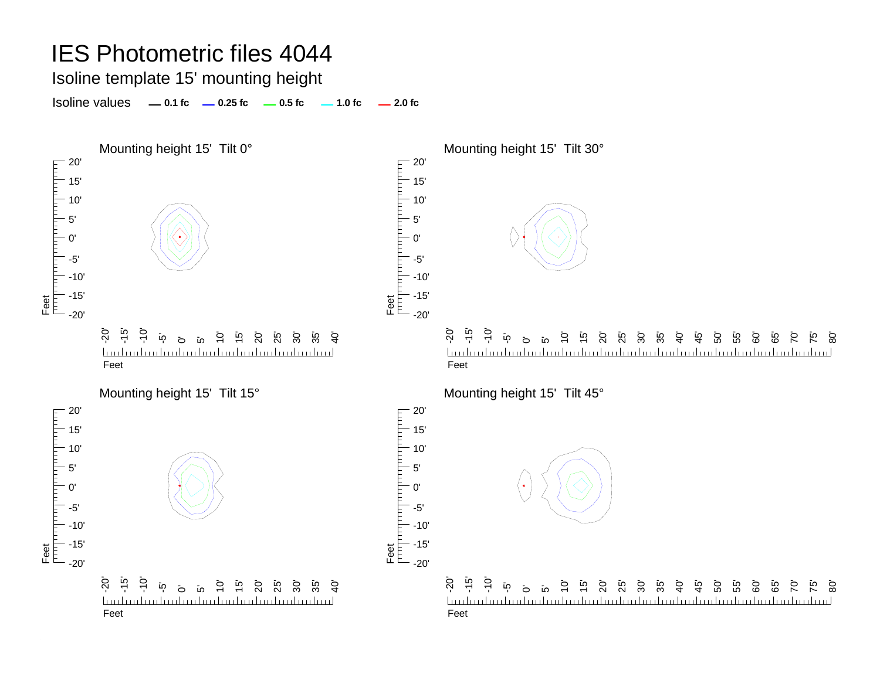# IES Photometric files 4044

## Isoline template 15' mounting height

Isoline values — 0.1 fc — 0.25 fc — 0.5 fc — 1.0 fc — 2.0 fc

Mounting height 15' Tilt 0°

Mounting height 15' Tilt 30°

Mounting height 15' Tilt 15°

Mounting height 15' Tilt 45°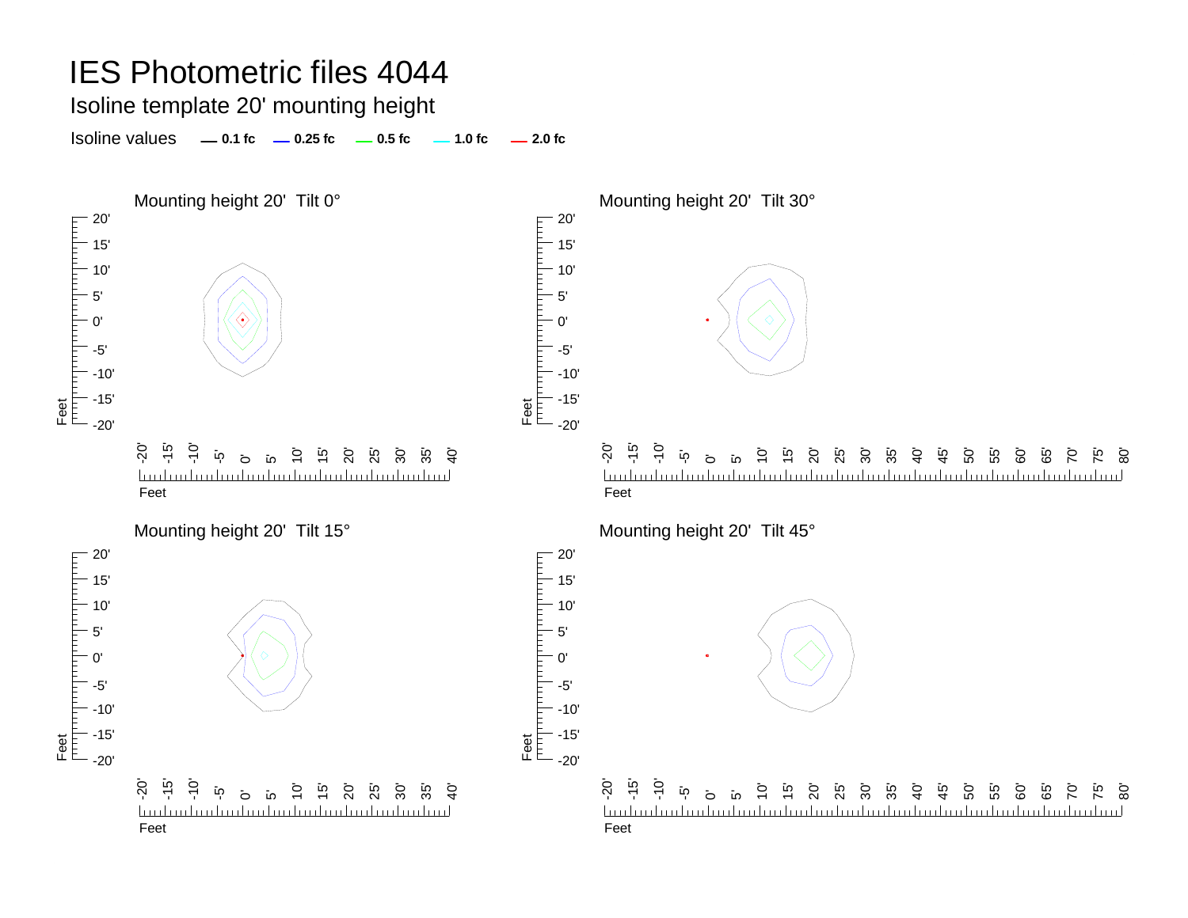# IES Photometric files 4044

## Isoline template 20' mounting height

Isoline values — 0.1 fc — 0.25 fc — 0.5 fc — 1.0 fc — 2.0 fc

Mounting height 20' Tilt 0°

Mounting height 20' Tilt 30°

Mounting height 20' Tilt 15°

Mounting height 20' Tilt 45°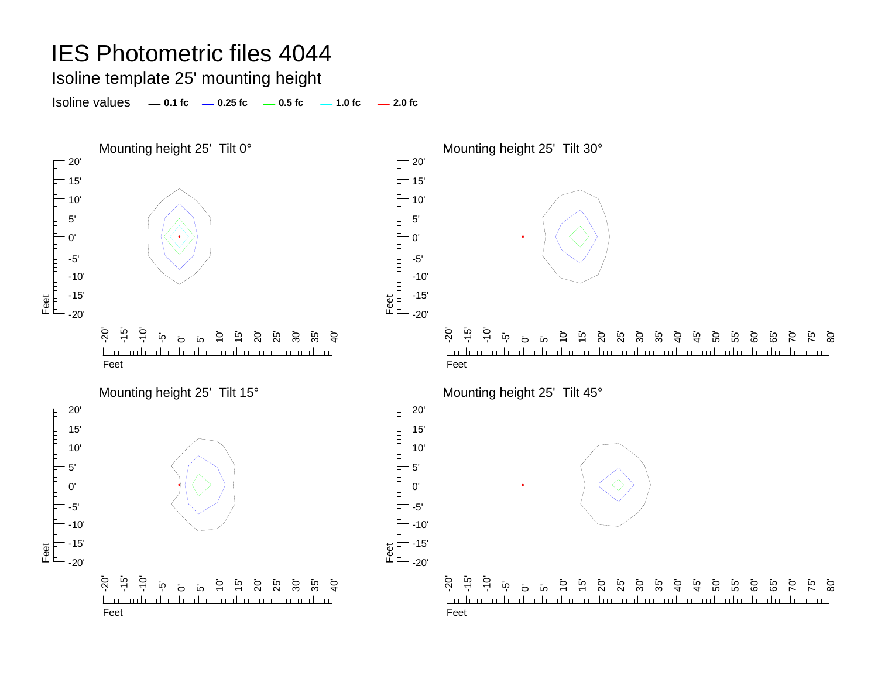# IES Photometric files 4044

## Isoline template 25' mounting height

Isoline values — 0.1 fc — 0.25 fc — 0.5 fc — 1.0 fc — 2.0 fc

### Mounting height 25' Tilt 0°

### Mounting height 25' Tilt 30°

### Mounting height 25' Tilt 15°

### Mounting height 25' Tilt 45°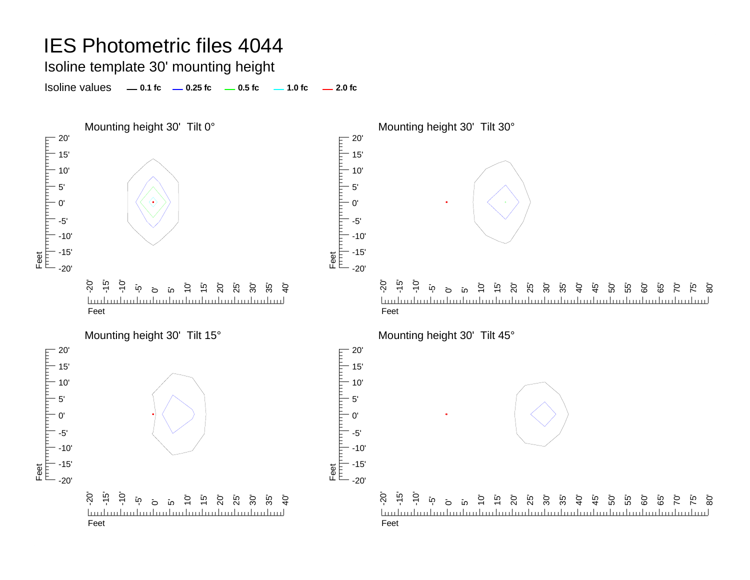# IES Photometric files 4044

## Isoline template 30' mounting height

Isoline values — 0.1 fc — 0.25 fc — 0.5 fc — 1.0 fc — 2.0 fc

### Mounting height 30' Tilt 0°

Feet
20' 15' 10' 5' 0' -5' -10' -15' -20'

-20' -15' -10' -5' 0' 5' 10' 15' 20' 25' 30' 35' 40'
Feet

### Mounting height 30' Tilt 30°

Feet
20' 15' 10' 5' 0' -5' -10' -15' -20'

-20' -15' -10' -5' 0' 5' 10' 15' 20' 25' 30' 35' 40' 45' 50' 55' 60' 65' 70' 75' 80'
Feet

### Mounting height 30' Tilt 15°

Feet
20' 15' 10' 5' 0' -5' -10' -15' -20'

-20' -15' -10' -5' 0' 5' 10' 15' 20' 25' 30' 35' 40'
Feet

### Mounting height 30' Tilt 45°

Feet
20' 15' 10' 5' 0' -5' -10' -15' -20'

-20' -15' -10' -5' 0' 5' 10' 15' 20' 25' 30' 35' 40' 45' 50' 55' 60' 65' 70' 75' 80'
Feet